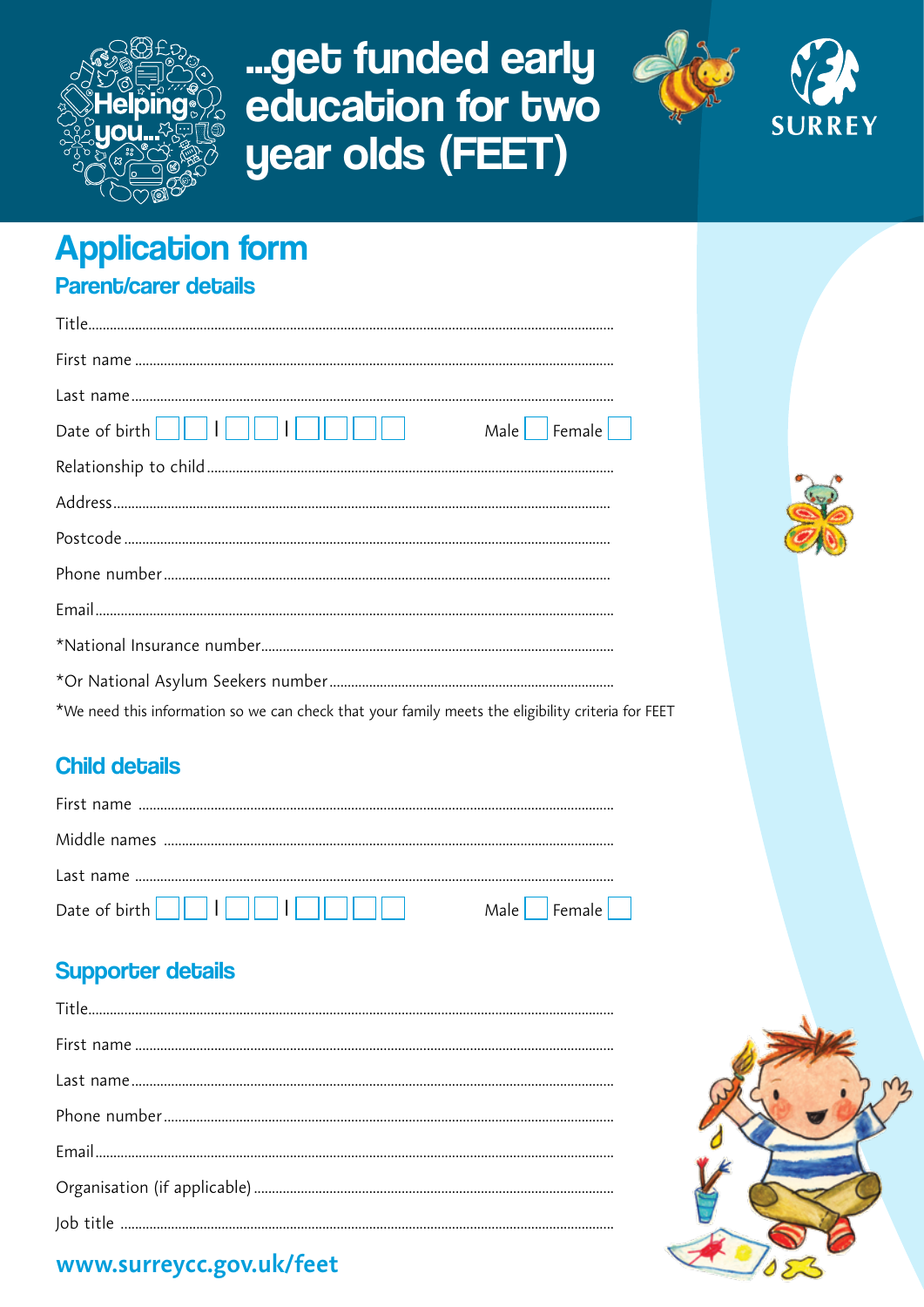# ...get funded early education for two year olds (FEET)

Helping you...

SURREY

## Application form

### Parent/carer details

Title..........................................................................................................................

First name ..................................................................................................................

Last name....................................................................................................................

Date of birth ☐☐ / ☐☐ / ☐☐☐☐ Male ☐ Female ☐

Relationship to child ...................................................................................................

Address........................................................................................................................

Postcode .....................................................................................................................

Phone number.............................................................................................................

Email............................................................................................................................

*National Insurance number........................................................................................

*Or National Asylum Seekers number.........................................................................

*We need this information so we can check that your family meets the eligibility criteria for FEET

### Child details

First name ..................................................................................................................

Middle names .............................................................................................................

Last name ...................................................................................................................

Date of birth ☐☐ / ☐☐ / ☐☐☐☐ Male ☐ Female ☐

### Supporter details

Title..........................................................................................................................

First name ..................................................................................................................

Last name....................................................................................................................

Phone number.............................................................................................................

Email............................................................................................................................

Organisation (if applicable) .........................................................................................

Job title .......................................................................................................................

www.surreycc.gov.uk/feet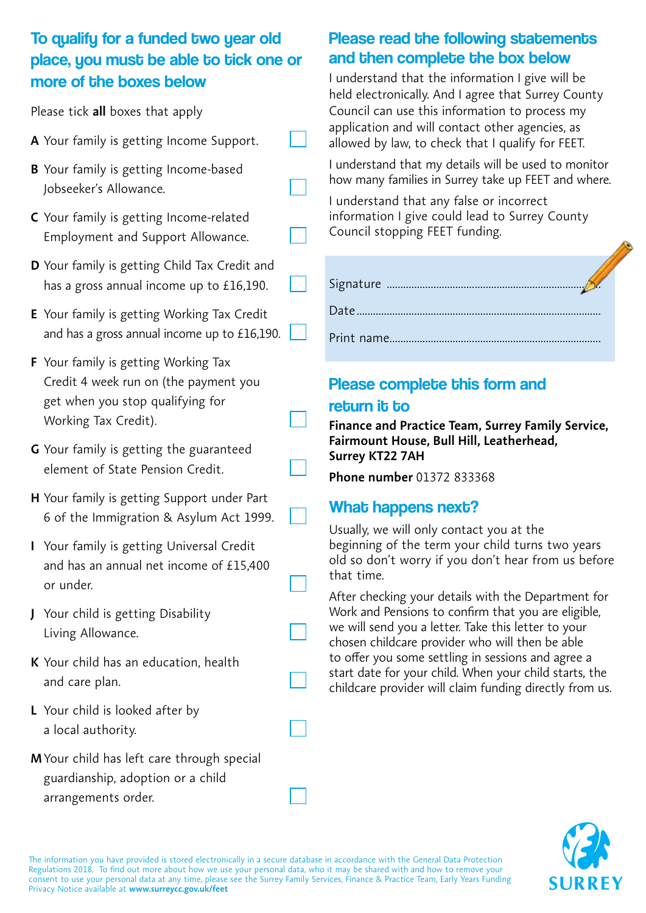## To qualify for a funded two year old place, you must be able to tick one or more of the boxes below

Please tick **all** boxes that apply

**A** Your family is getting Income Support. ☐

**B** Your family is getting Income-based Jobseeker's Allowance. ☐

**C** Your family is getting Income-related Employment and Support Allowance. ☐

**D** Your family is getting Child Tax Credit and has a gross annual income up to £16,190. ☐

**E** Your family is getting Working Tax Credit and has a gross annual income up to £16,190. ☐

**F** Your family is getting Working Tax Credit 4 week run on (the payment you get when you stop qualifying for Working Tax Credit). ☐

**G** Your family is getting the guaranteed element of State Pension Credit. ☐

**H** Your family is getting Support under Part 6 of the Immigration & Asylum Act 1999. ☐

**I** Your family is getting Universal Credit and has an annual net income of £15,400 or under. ☐

**J** Your child is getting Disability Living Allowance. ☐

**K** Your child has an education, health and care plan. ☐

**L** Your child is looked after by a local authority. ☐

**M** Your child has left care through special guardianship, adoption or a child arrangements order. ☐

## Please read the following statements and then complete the box below

I understand that the information I give will be held electronically. And I agree that Surrey County Council can use this information to process my application and will contact other agencies, as allowed by law, to check that I qualify for FEET.

I understand that my details will be used to monitor how many families in Surrey take up FEET and where.

I understand that any false or incorrect information I give could lead to Surrey County Council stopping FEET funding.

Signature .......................................................................

Date .......................................................................

Print name.......................................................................

## Please complete this form and return it to

**Finance and Practice Team, Surrey Family Service, Fairmount House, Bull Hill, Leatherhead, Surrey KT22 7AH**

**Phone number** 01372 833368

## What happens next?

Usually, we will only contact you at the beginning of the term your child turns two years old so don't worry if you don't hear from us before that time.

After checking your details with the Department for Work and Pensions to confirm that you are eligible, we will send you a letter. Take this letter to your chosen childcare provider who will then be able to offer you some settling in sessions and agree a start date for your child. When your child starts, the childcare provider will claim funding directly from us.

The information you have provided is stored electronically in a secure database in accordance with the General Data Protection Regulations 2018. To find out more about how we use your personal data, who it may be shared with and how to remove your consent to use your personal data at any time, please see the Surrey Family Services, Finance & Practice Team, Early Years Funding Privacy Notice available at **www.surreycc.gov.uk/feet**

SURREY